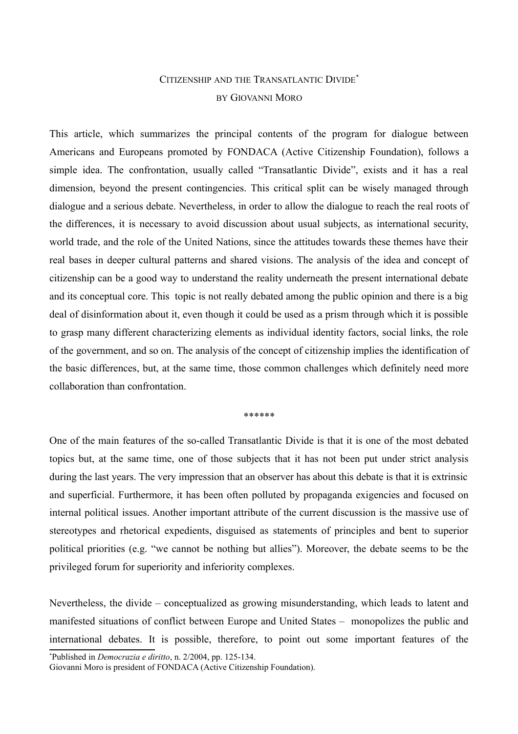# Citizenship and the Transatlantic Divide[*]

### by Giovanni Moro

This article, which summarizes the principal contents of the program for dialogue between Americans and Europeans promoted by FONDACA (Active Citizenship Foundation), follows a simple idea. The confrontation, usually called "Transatlantic Divide", exists and it has a real dimension, beyond the present contingencies. This critical split can be wisely managed through dialogue and a serious debate. Nevertheless, in order to allow the dialogue to reach the real roots of the differences, it is necessary to avoid discussion about usual subjects, as international security, world trade, and the role of the United Nations, since the attitudes towards these themes have their real bases in deeper cultural patterns and shared visions. The analysis of the idea and concept of citizenship can be a good way to understand the reality underneath the present international debate and its conceptual core. This topic is not really debated among the public opinion and there is a big deal of disinformation about it, even though it could be used as a prism through which it is possible to grasp many different characterizing elements as individual identity factors, social links, the role of the government, and so on. The analysis of the concept of citizenship implies the identification of the basic differences, but, at the same time, those common challenges which definitely need more collaboration than confrontation.

******

One of the main features of the so-called Transatlantic Divide is that it is one of the most debated topics but, at the same time, one of those subjects that it has not been put under strict analysis during the last years. The very impression that an observer has about this debate is that it is extrinsic and superficial. Furthermore, it has been often polluted by propaganda exigencies and focused on internal political issues. Another important attribute of the current discussion is the massive use of stereotypes and rhetorical expedients, disguised as statements of principles and bent to superior political priorities (e.g. "we cannot be nothing but allies"). Moreover, the debate seems to be the privileged forum for superiority and inferiority complexes.

Nevertheless, the divide – conceptualized as growing misunderstanding, which leads to latent and manifested situations of conflict between Europe and United States – monopolizes the public and international debates. It is possible, therefore, to point out some important features of the

---

[*] Published in *Democrazia e diritto*, n. 2/2004, pp. 125-134.

Giovanni Moro is president of FONDACA (Active Citizenship Foundation).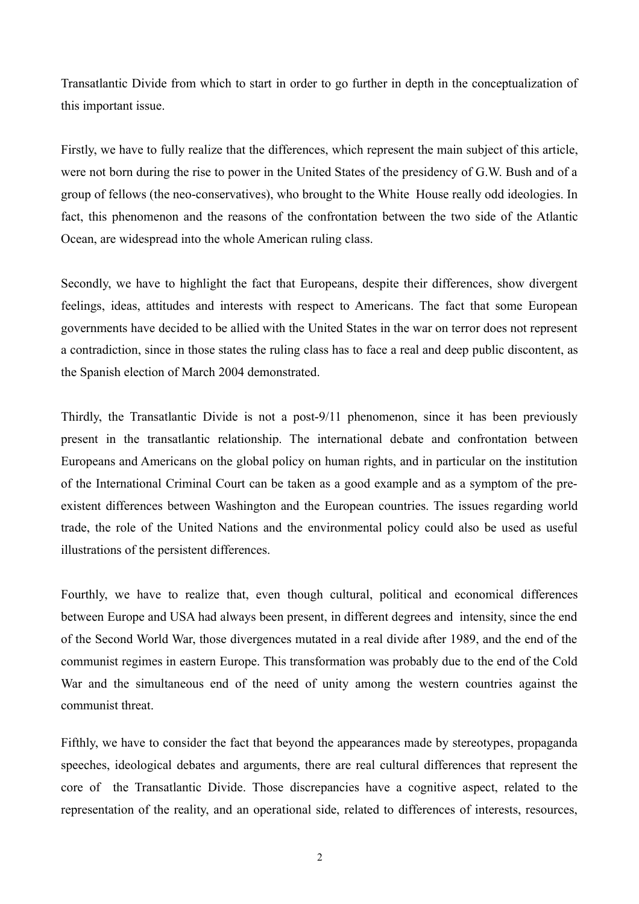Transatlantic Divide from which to start in order to go further in depth in the conceptualization of this important issue.

Firstly, we have to fully realize that the differences, which represent the main subject of this article, were not born during the rise to power in the United States of the presidency of G.W. Bush and of a group of fellows (the neo-conservatives), who brought to the White House really odd ideologies. In fact, this phenomenon and the reasons of the confrontation between the two side of the Atlantic Ocean, are widespread into the whole American ruling class.

Secondly, we have to highlight the fact that Europeans, despite their differences, show divergent feelings, ideas, attitudes and interests with respect to Americans. The fact that some European governments have decided to be allied with the United States in the war on terror does not represent a contradiction, since in those states the ruling class has to face a real and deep public discontent, as the Spanish election of March 2004 demonstrated.

Thirdly, the Transatlantic Divide is not a post-9/11 phenomenon, since it has been previously present in the transatlantic relationship. The international debate and confrontation between Europeans and Americans on the global policy on human rights, and in particular on the institution of the International Criminal Court can be taken as a good example and as a symptom of the pre-existent differences between Washington and the European countries. The issues regarding world trade, the role of the United Nations and the environmental policy could also be used as useful illustrations of the persistent differences.

Fourthly, we have to realize that, even though cultural, political and economical differences between Europe and USA had always been present, in different degrees and intensity, since the end of the Second World War, those divergences mutated in a real divide after 1989, and the end of the communist regimes in eastern Europe. This transformation was probably due to the end of the Cold War and the simultaneous end of the need of unity among the western countries against the communist threat.

Fifthly, we have to consider the fact that beyond the appearances made by stereotypes, propaganda speeches, ideological debates and arguments, there are real cultural differences that represent the core of the Transatlantic Divide. Those discrepancies have a cognitive aspect, related to the representation of the reality, and an operational side, related to differences of interests, resources,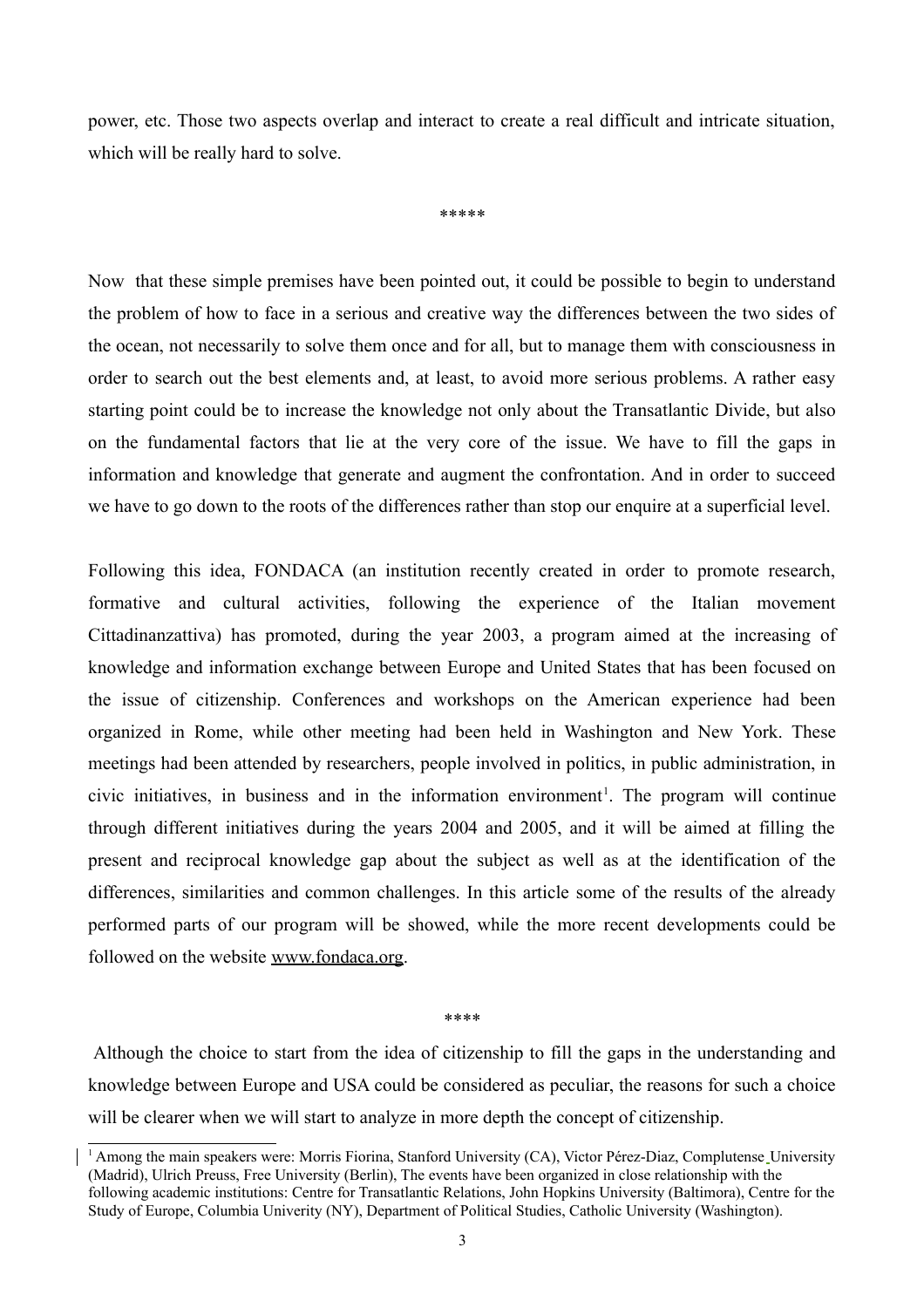power, etc. Those two aspects overlap and interact to create a real difficult and intricate situation, which will be really hard to solve.

*****

Now that these simple premises have been pointed out, it could be possible to begin to understand the problem of how to face in a serious and creative way the differences between the two sides of the ocean, not necessarily to solve them once and for all, but to manage them with consciousness in order to search out the best elements and, at least, to avoid more serious problems. A rather easy starting point could be to increase the knowledge not only about the Transatlantic Divide, but also on the fundamental factors that lie at the very core of the issue. We have to fill the gaps in information and knowledge that generate and augment the confrontation. And in order to succeed we have to go down to the roots of the differences rather than stop our enquire at a superficial level.

Following this idea, FONDACA (an institution recently created in order to promote research, formative and cultural activities, following the experience of the Italian movement Cittadinanzattiva) has promoted, during the year 2003, a program aimed at the increasing of knowledge and information exchange between Europe and United States that has been focused on the issue of citizenship. Conferences and workshops on the American experience had been organized in Rome, while other meeting had been held in Washington and New York. These meetings had been attended by researchers, people involved in politics, in public administration, in civic initiatives, in business and in the information environment[1]. The program will continue through different initiatives during the years 2004 and 2005, and it will be aimed at filling the present and reciprocal knowledge gap about the subject as well as at the identification of the differences, similarities and common challenges. In this article some of the results of the already performed parts of our program will be showed, while the more recent developments could be followed on the website www.fondaca.org.

****

Although the choice to start from the idea of citizenship to fill the gaps in the understanding and knowledge between Europe and USA could be considered as peculiar, the reasons for such a choice will be clearer when we will start to analyze in more depth the concept of citizenship.

[1] Among the main speakers were: Morris Fiorina, Stanford University (CA), Victor Pérez-Diaz, Complutense University (Madrid), Ulrich Preuss, Free University (Berlin), The events have been organized in close relationship with the following academic institutions: Centre for Transatlantic Relations, John Hopkins University (Baltimora), Centre for the Study of Europe, Columbia Univerity (NY), Department of Political Studies, Catholic University (Washington).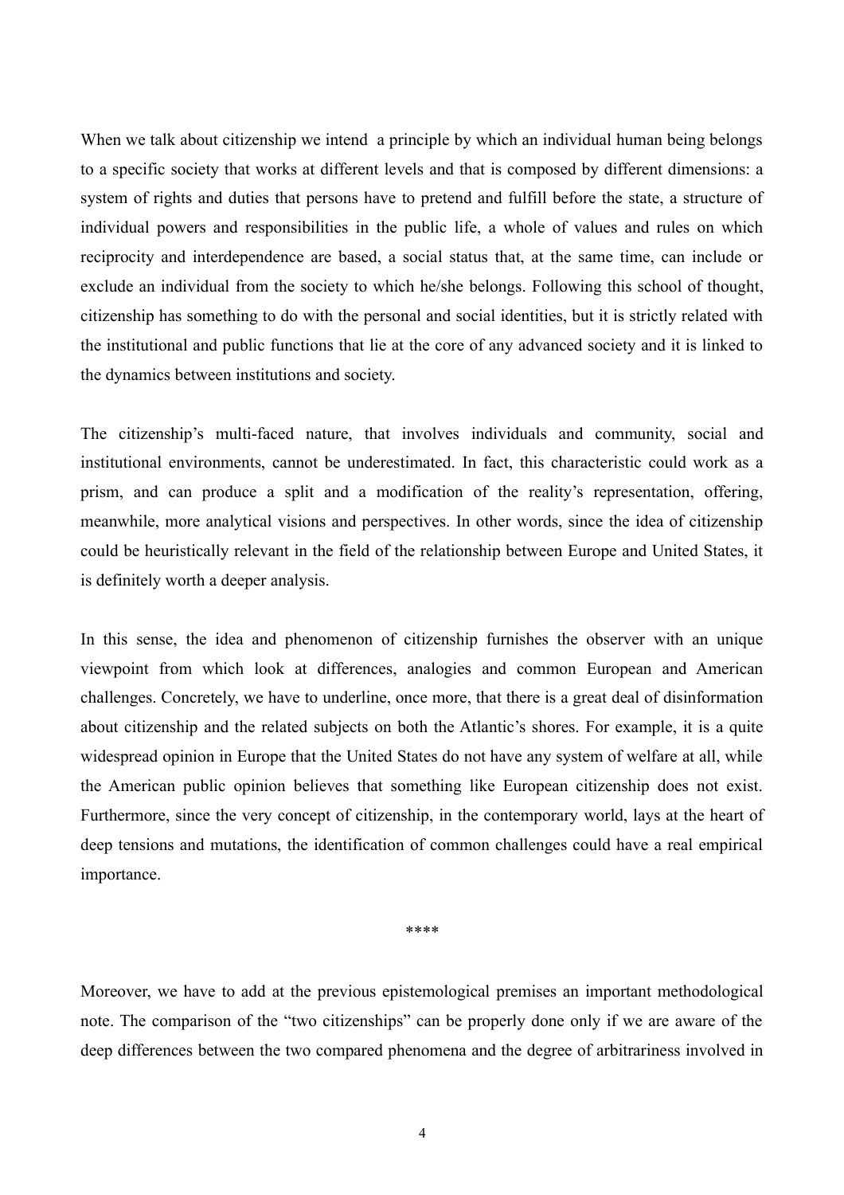When we talk about citizenship we intend  a principle by which an individual human being belongs to a specific society that works at different levels and that is composed by different dimensions: a system of rights and duties that persons have to pretend and fulfill before the state, a structure of individual powers and responsibilities in the public life, a whole of values and rules on which reciprocity and interdependence are based, a social status that, at the same time, can include or exclude an individual from the society to which he/she belongs. Following this school of thought, citizenship has something to do with the personal and social identities, but it is strictly related with the institutional and public functions that lie at the core of any advanced society and it is linked to the dynamics between institutions and society.

The citizenship's multi-faced nature, that involves individuals and community, social and institutional environments, cannot be underestimated. In fact, this characteristic could work as a prism, and can produce a split and a modification of the reality's representation, offering, meanwhile, more analytical visions and perspectives. In other words, since the idea of citizenship could be heuristically relevant in the field of the relationship between Europe and United States, it is definitely worth a deeper analysis.

In this sense, the idea and phenomenon of citizenship furnishes the observer with an unique viewpoint from which look at differences, analogies and common European and American challenges. Concretely, we have to underline, once more, that there is a great deal of disinformation about citizenship and the related subjects on both the Atlantic's shores. For example, it is a quite widespread opinion in Europe that the United States do not have any system of welfare at all, while the American public opinion believes that something like European citizenship does not exist. Furthermore, since the very concept of citizenship, in the contemporary world, lays at the heart of deep tensions and mutations, the identification of common challenges could have a real empirical importance.

****

Moreover, we have to add at the previous epistemological premises an important methodological note. The comparison of the "two citizenships" can be properly done only if we are aware of the deep differences between the two compared phenomena and the degree of arbitrariness involved in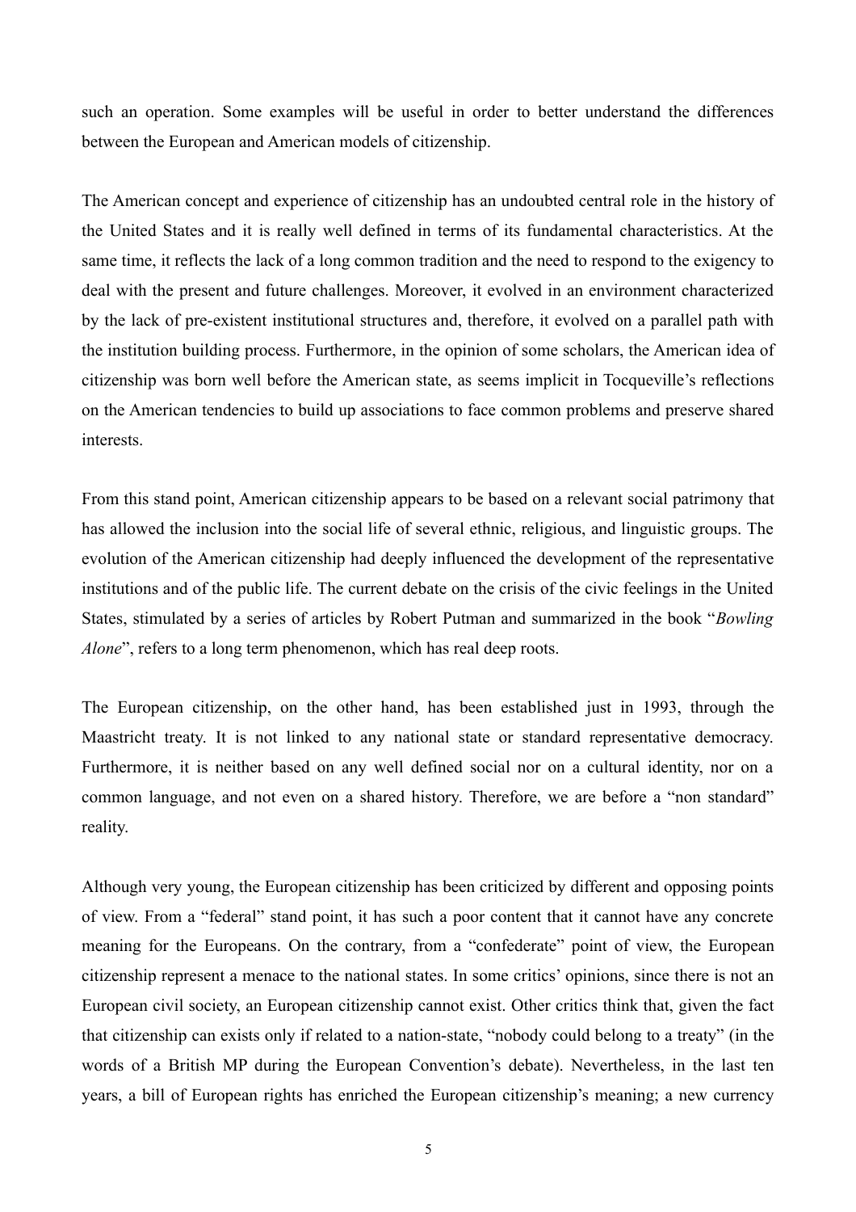such an operation. Some examples will be useful in order to better understand the differences between the European and American models of citizenship.

The American concept and experience of citizenship has an undoubted central role in the history of the United States and it is really well defined in terms of its fundamental characteristics. At the same time, it reflects the lack of a long common tradition and the need to respond to the exigency to deal with the present and future challenges. Moreover, it evolved in an environment characterized by the lack of pre-existent institutional structures and, therefore, it evolved on a parallel path with the institution building process. Furthermore, in the opinion of some scholars, the American idea of citizenship was born well before the American state, as seems implicit in Tocqueville's reflections on the American tendencies to build up associations to face common problems and preserve shared interests.

From this stand point, American citizenship appears to be based on a relevant social patrimony that has allowed the inclusion into the social life of several ethnic, religious, and linguistic groups. The evolution of the American citizenship had deeply influenced the development of the representative institutions and of the public life. The current debate on the crisis of the civic feelings in the United States, stimulated by a series of articles by Robert Putman and summarized in the book "*Bowling Alone*", refers to a long term phenomenon, which has real deep roots.

The European citizenship, on the other hand, has been established just in 1993, through the Maastricht treaty. It is not linked to any national state or standard representative democracy. Furthermore, it is neither based on any well defined social nor on a cultural identity, nor on a common language, and not even on a shared history. Therefore, we are before a "non standard" reality.

Although very young, the European citizenship has been criticized by different and opposing points of view. From a "federal" stand point, it has such a poor content that it cannot have any concrete meaning for the Europeans. On the contrary, from a "confederate" point of view, the European citizenship represent a menace to the national states. In some critics' opinions, since there is not an European civil society, an European citizenship cannot exist. Other critics think that, given the fact that citizenship can exists only if related to a nation-state, "nobody could belong to a treaty" (in the words of a British MP during the European Convention's debate). Nevertheless, in the last ten years, a bill of European rights has enriched the European citizenship's meaning; a new currency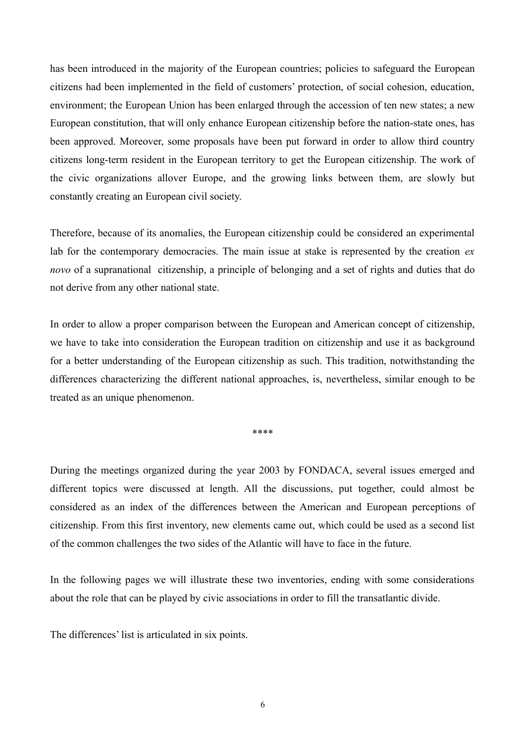has been introduced in the majority of the European countries; policies to safeguard the European citizens had been implemented in the field of customers' protection, of social cohesion, education, environment; the European Union has been enlarged through the accession of ten new states; a new European constitution, that will only enhance European citizenship before the nation-state ones, has been approved. Moreover, some proposals have been put forward in order to allow third country citizens long-term resident in the European territory to get the European citizenship. The work of the civic organizations allover Europe, and the growing links between them, are slowly but constantly creating an European civil society.

Therefore, because of its anomalies, the European citizenship could be considered an experimental lab for the contemporary democracies. The main issue at stake is represented by the creation *ex novo* of a supranational citizenship, a principle of belonging and a set of rights and duties that do not derive from any other national state.

In order to allow a proper comparison between the European and American concept of citizenship, we have to take into consideration the European tradition on citizenship and use it as background for a better understanding of the European citizenship as such. This tradition, notwithstanding the differences characterizing the different national approaches, is, nevertheless, similar enough to be treated as an unique phenomenon.

****

During the meetings organized during the year 2003 by FONDACA, several issues emerged and different topics were discussed at length. All the discussions, put together, could almost be considered as an index of the differences between the American and European perceptions of citizenship. From this first inventory, new elements came out, which could be used as a second list of the common challenges the two sides of the Atlantic will have to face in the future.

In the following pages we will illustrate these two inventories, ending with some considerations about the role that can be played by civic associations in order to fill the transatlantic divide.

The differences' list is articulated in six points.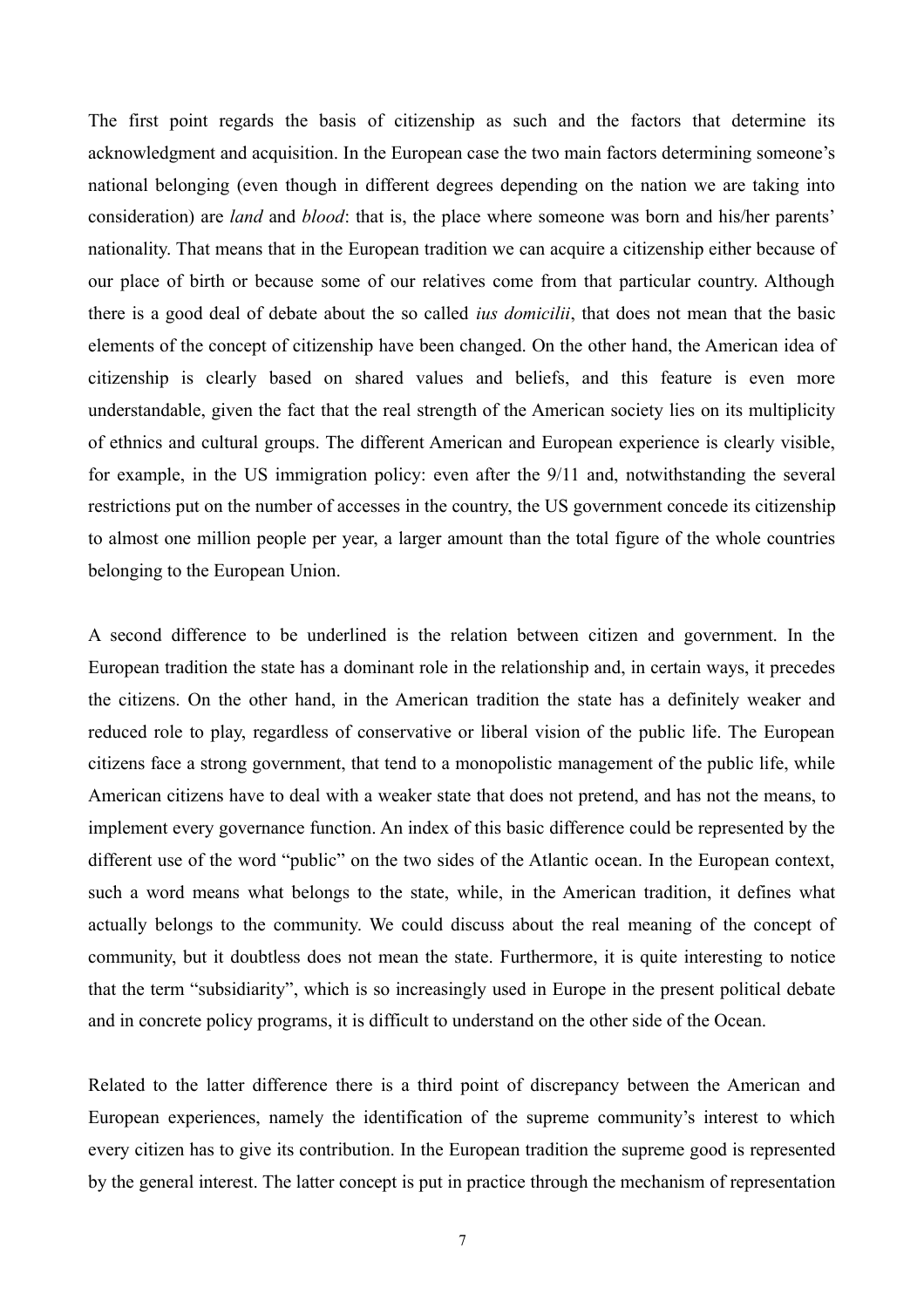The first point regards the basis of citizenship as such and the factors that determine its acknowledgment and acquisition. In the European case the two main factors determining someone's national belonging (even though in different degrees depending on the nation we are taking into consideration) are *land* and *blood*: that is, the place where someone was born and his/her parents' nationality. That means that in the European tradition we can acquire a citizenship either because of our place of birth or because some of our relatives come from that particular country. Although there is a good deal of debate about the so called *ius domicilii*, that does not mean that the basic elements of the concept of citizenship have been changed. On the other hand, the American idea of citizenship is clearly based on shared values and beliefs, and this feature is even more understandable, given the fact that the real strength of the American society lies on its multiplicity of ethnics and cultural groups. The different American and European experience is clearly visible, for example, in the US immigration policy: even after the 9/11 and, notwithstanding the several restrictions put on the number of accesses in the country, the US government concede its citizenship to almost one million people per year, a larger amount than the total figure of the whole countries belonging to the European Union.

A second difference to be underlined is the relation between citizen and government. In the European tradition the state has a dominant role in the relationship and, in certain ways, it precedes the citizens. On the other hand, in the American tradition the state has a definitely weaker and reduced role to play, regardless of conservative or liberal vision of the public life. The European citizens face a strong government, that tend to a monopolistic management of the public life, while American citizens have to deal with a weaker state that does not pretend, and has not the means, to implement every governance function. An index of this basic difference could be represented by the different use of the word "public" on the two sides of the Atlantic ocean. In the European context, such a word means what belongs to the state, while, in the American tradition, it defines what actually belongs to the community. We could discuss about the real meaning of the concept of community, but it doubtless does not mean the state. Furthermore, it is quite interesting to notice that the term "subsidiarity", which is so increasingly used in Europe in the present political debate and in concrete policy programs, it is difficult to understand on the other side of the Ocean.

Related to the latter difference there is a third point of discrepancy between the American and European experiences, namely the identification of the supreme community's interest to which every citizen has to give its contribution. In the European tradition the supreme good is represented by the general interest. The latter concept is put in practice through the mechanism of representation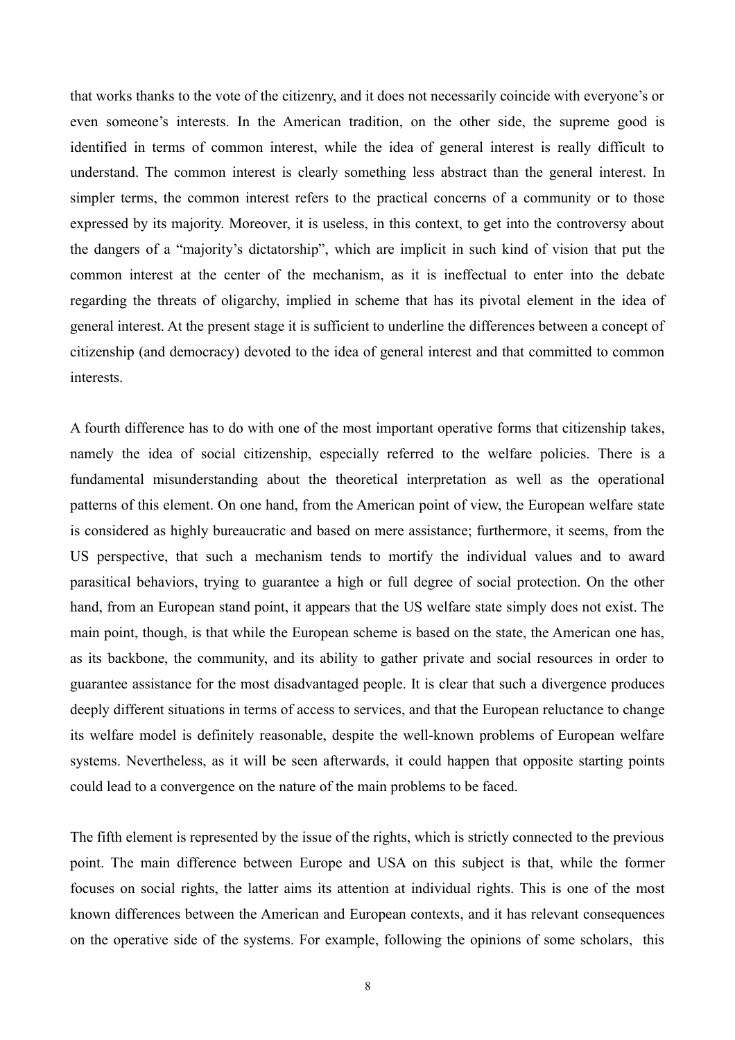that works thanks to the vote of the citizenry, and it does not necessarily coincide with everyone's or even someone's interests. In the American tradition, on the other side, the supreme good is identified in terms of common interest, while the idea of general interest is really difficult to understand. The common interest is clearly something less abstract than the general interest. In simpler terms, the common interest refers to the practical concerns of a community or to those expressed by its majority. Moreover, it is useless, in this context, to get into the controversy about the dangers of a "majority's dictatorship", which are implicit in such kind of vision that put the common interest at the center of the mechanism, as it is ineffectual to enter into the debate regarding the threats of oligarchy, implied in scheme that has its pivotal element in the idea of general interest. At the present stage it is sufficient to underline the differences between a concept of citizenship (and democracy) devoted to the idea of general interest and that committed to common interests.

A fourth difference has to do with one of the most important operative forms that citizenship takes, namely the idea of social citizenship, especially referred to the welfare policies. There is a fundamental misunderstanding about the theoretical interpretation as well as the operational patterns of this element. On one hand, from the American point of view, the European welfare state is considered as highly bureaucratic and based on mere assistance; furthermore, it seems, from the US perspective, that such a mechanism tends to mortify the individual values and to award parasitical behaviors, trying to guarantee a high or full degree of social protection. On the other hand, from an European stand point, it appears that the US welfare state simply does not exist. The main point, though, is that while the European scheme is based on the state, the American one has, as its backbone, the community, and its ability to gather private and social resources in order to guarantee assistance for the most disadvantaged people. It is clear that such a divergence produces deeply different situations in terms of access to services, and that the European reluctance to change its welfare model is definitely reasonable, despite the well-known problems of European welfare systems. Nevertheless, as it will be seen afterwards, it could happen that opposite starting points could lead to a convergence on the nature of the main problems to be faced.

The fifth element is represented by the issue of the rights, which is strictly connected to the previous point. The main difference between Europe and USA on this subject is that, while the former focuses on social rights, the latter aims its attention at individual rights. This is one of the most known differences between the American and European contexts, and it has relevant consequences on the operative side of the systems. For example, following the opinions of some scholars, this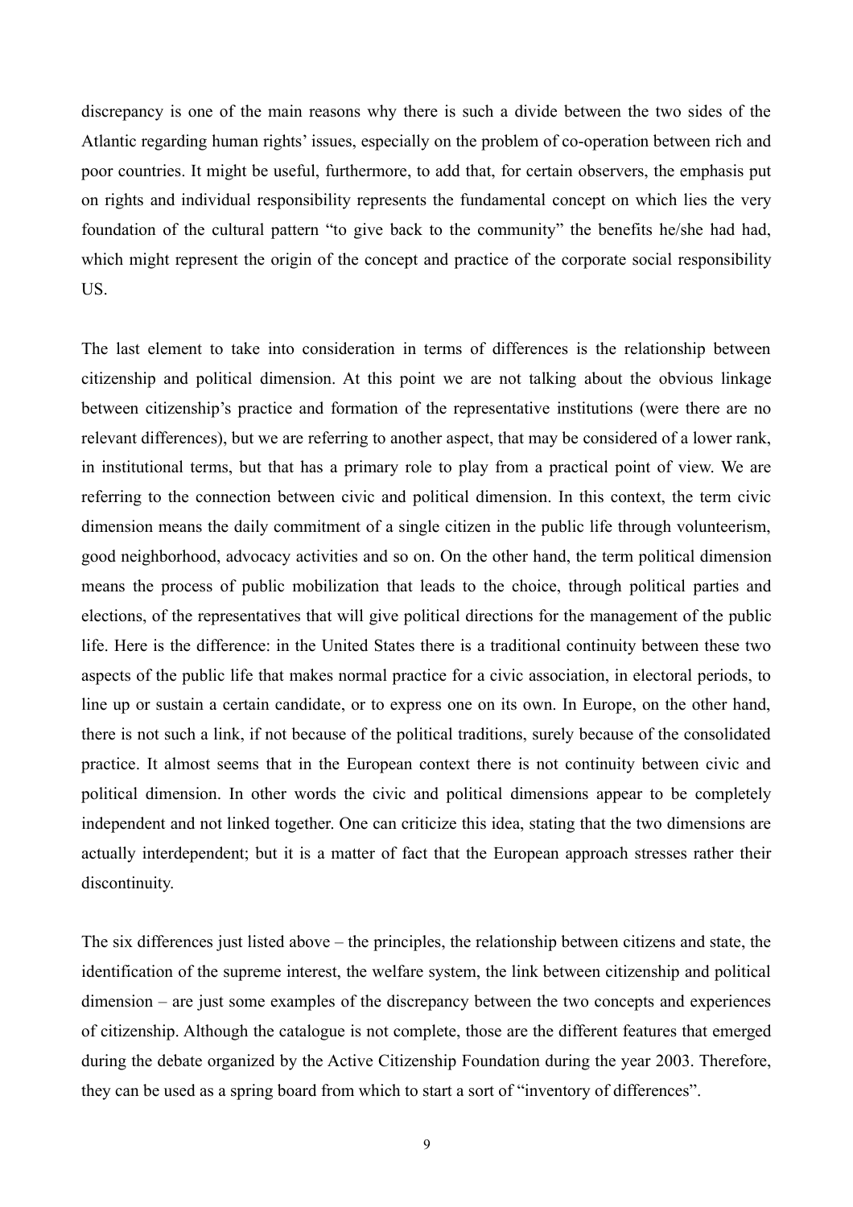discrepancy is one of the main reasons why there is such a divide between the two sides of the Atlantic regarding human rights' issues, especially on the problem of co-operation between rich and poor countries. It might be useful, furthermore, to add that, for certain observers, the emphasis put on rights and individual responsibility represents the fundamental concept on which lies the very foundation of the cultural pattern "to give back to the community" the benefits he/she had had, which might represent the origin of the concept and practice of the corporate social responsibility US.

The last element to take into consideration in terms of differences is the relationship between citizenship and political dimension. At this point we are not talking about the obvious linkage between citizenship's practice and formation of the representative institutions (were there are no relevant differences), but we are referring to another aspect, that may be considered of a lower rank, in institutional terms, but that has a primary role to play from a practical point of view. We are referring to the connection between civic and political dimension. In this context, the term civic dimension means the daily commitment of a single citizen in the public life through volunteerism, good neighborhood, advocacy activities and so on. On the other hand, the term political dimension means the process of public mobilization that leads to the choice, through political parties and elections, of the representatives that will give political directions for the management of the public life. Here is the difference: in the United States there is a traditional continuity between these two aspects of the public life that makes normal practice for a civic association, in electoral periods, to line up or sustain a certain candidate, or to express one on its own. In Europe, on the other hand, there is not such a link, if not because of the political traditions, surely because of the consolidated practice. It almost seems that in the European context there is not continuity between civic and political dimension. In other words the civic and political dimensions appear to be completely independent and not linked together. One can criticize this idea, stating that the two dimensions are actually interdependent; but it is a matter of fact that the European approach stresses rather their discontinuity.

The six differences just listed above – the principles, the relationship between citizens and state, the identification of the supreme interest, the welfare system, the link between citizenship and political dimension – are just some examples of the discrepancy between the two concepts and experiences of citizenship. Although the catalogue is not complete, those are the different features that emerged during the debate organized by the Active Citizenship Foundation during the year 2003. Therefore, they can be used as a spring board from which to start a sort of "inventory of differences".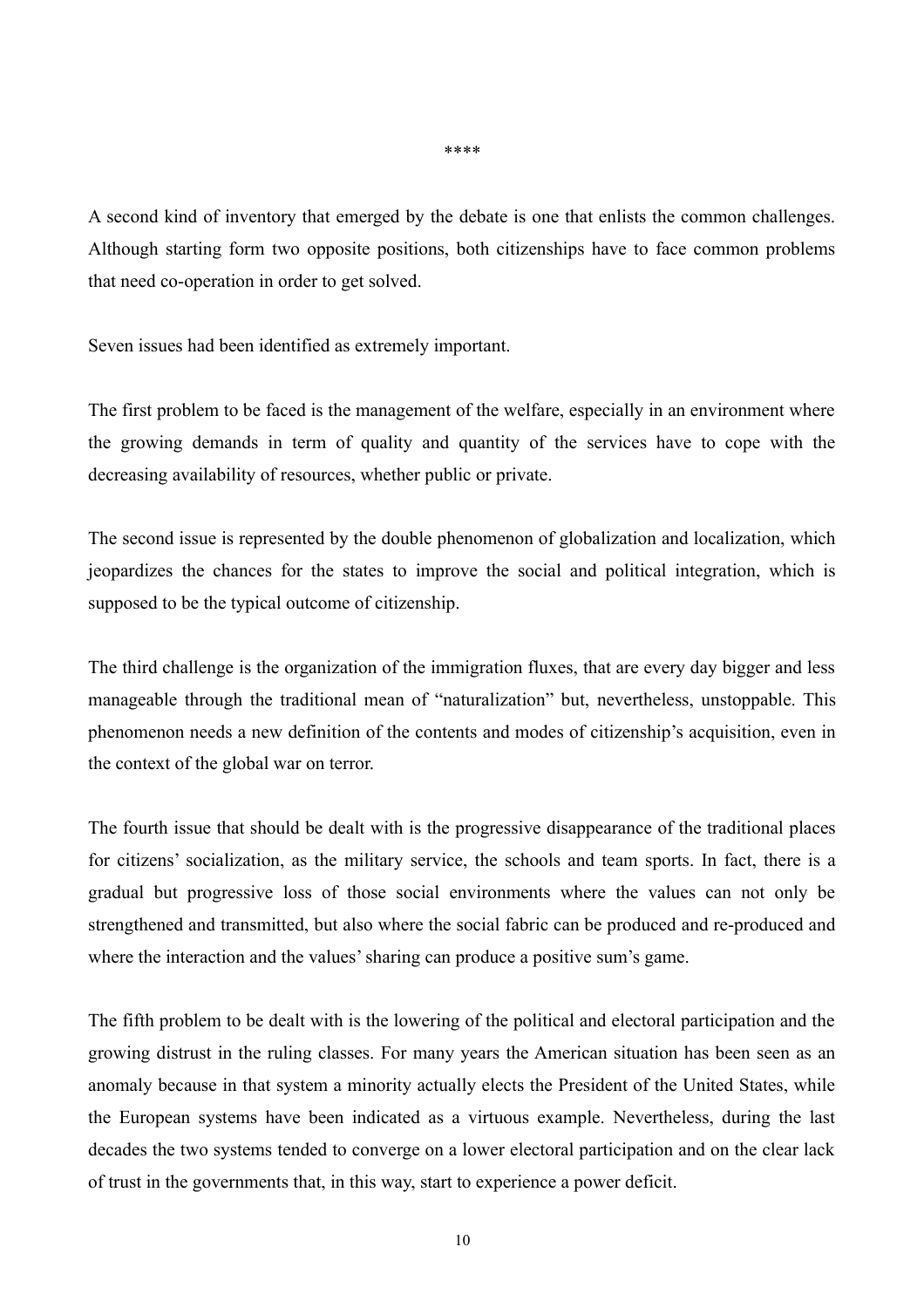****

A second kind of inventory that emerged by the debate is one that enlists the common challenges. Although starting form two opposite positions, both citizenships have to face common problems that need co-operation in order to get solved.

Seven issues had been identified as extremely important.

The first problem to be faced is the management of the welfare, especially in an environment where the growing demands in term of quality and quantity of the services have to cope with the decreasing availability of resources, whether public or private.

The second issue is represented by the double phenomenon of globalization and localization, which jeopardizes the chances for the states to improve the social and political integration, which is supposed to be the typical outcome of citizenship.

The third challenge is the organization of the immigration fluxes, that are every day bigger and less manageable through the traditional mean of "naturalization" but, nevertheless, unstoppable. This phenomenon needs a new definition of the contents and modes of citizenship's acquisition, even in the context of the global war on terror.

The fourth issue that should be dealt with is the progressive disappearance of the traditional places for citizens' socialization, as the military service, the schools and team sports. In fact, there is a gradual but progressive loss of those social environments where the values can not only be strengthened and transmitted, but also where the social fabric can be produced and re-produced and where the interaction and the values' sharing can produce a positive sum's game.

The fifth problem to be dealt with is the lowering of the political and electoral participation and the growing distrust in the ruling classes. For many years the American situation has been seen as an anomaly because in that system a minority actually elects the President of the United States, while the European systems have been indicated as a virtuous example. Nevertheless, during the last decades the two systems tended to converge on a lower electoral participation and on the clear lack of trust in the governments that, in this way, start to experience a power deficit.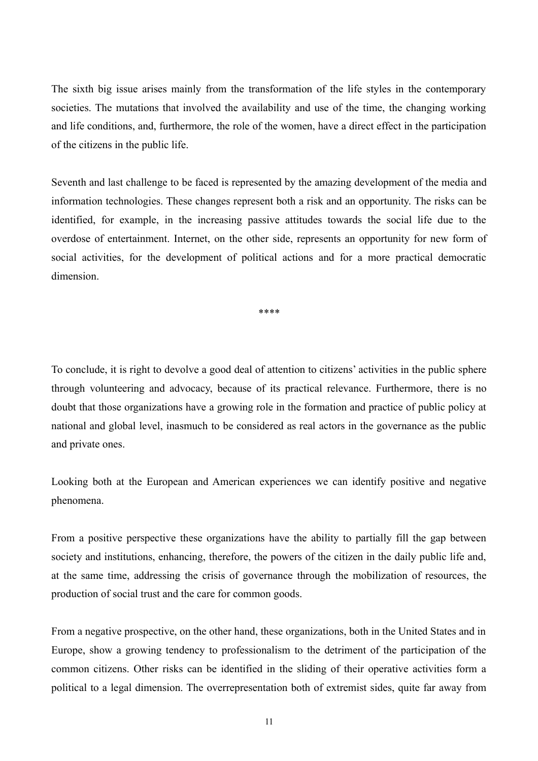The sixth big issue arises mainly from the transformation of the life styles in the contemporary societies. The mutations that involved the availability and use of the time, the changing working and life conditions, and, furthermore, the role of the women, have a direct effect in the participation of the citizens in the public life.

Seventh and last challenge to be faced is represented by the amazing development of the media and information technologies. These changes represent both a risk and an opportunity. The risks can be identified, for example, in the increasing passive attitudes towards the social life due to the overdose of entertainment. Internet, on the other side, represents an opportunity for new form of social activities, for the development of political actions and for a more practical democratic dimension.

****

To conclude, it is right to devolve a good deal of attention to citizens' activities in the public sphere through volunteering and advocacy, because of its practical relevance. Furthermore, there is no doubt that those organizations have a growing role in the formation and practice of public policy at national and global level, inasmuch to be considered as real actors in the governance as the public and private ones.

Looking both at the European and American experiences we can identify positive and negative phenomena.

From a positive perspective these organizations have the ability to partially fill the gap between society and institutions, enhancing, therefore, the powers of the citizen in the daily public life and, at the same time, addressing the crisis of governance through the mobilization of resources, the production of social trust and the care for common goods.

From a negative prospective, on the other hand, these organizations, both in the United States and in Europe, show a growing tendency to professionalism to the detriment of the participation of the common citizens. Other risks can be identified in the sliding of their operative activities form a political to a legal dimension. The overrepresentation both of extremist sides, quite far away from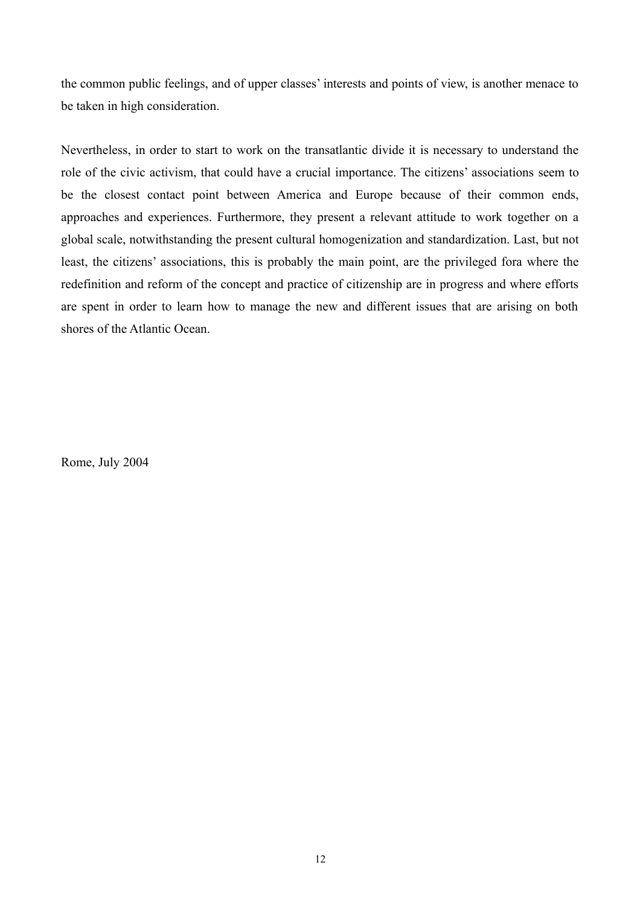the common public feelings, and of upper classes' interests and points of view, is another menace to be taken in high consideration.

Nevertheless, in order to start to work on the transatlantic divide it is necessary to understand the role of the civic activism, that could have a crucial importance. The citizens' associations seem to be the closest contact point between America and Europe because of their common ends, approaches and experiences. Furthermore, they present a relevant attitude to work together on a global scale, notwithstanding the present cultural homogenization and standardization. Last, but not least, the citizens' associations, this is probably the main point, are the privileged fora where the redefinition and reform of the concept and practice of citizenship are in progress and where efforts are spent in order to learn how to manage the new and different issues that are arising on both shores of the Atlantic Ocean.

Rome, July 2004